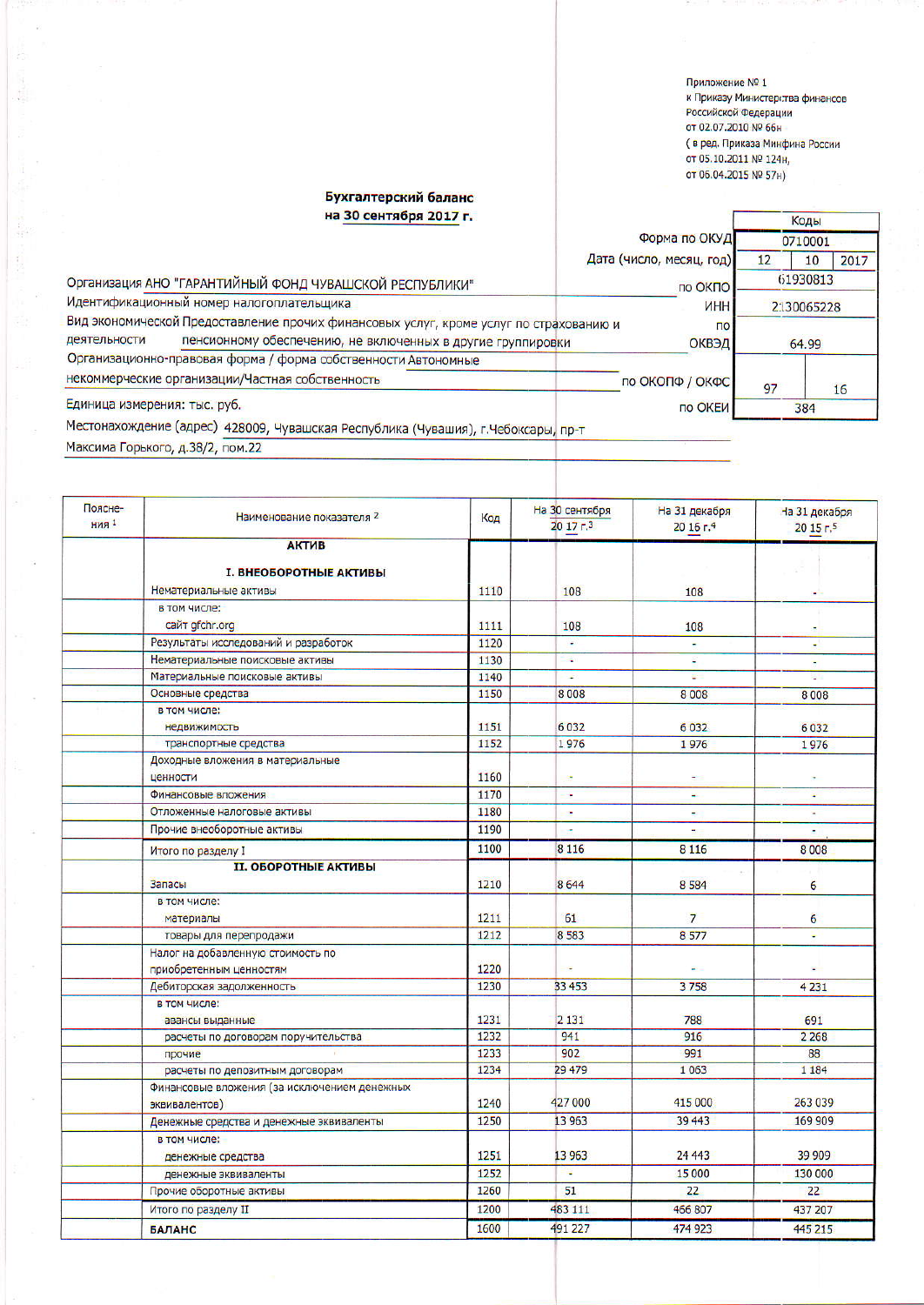Приложение № 1
к Приказу Министерства финансов
Российской Федерации
от 02.07.2010 № 66н
( в ред. Приказа Минфина России
от 05.10.2011 № 124н,
от 06.04.2015 № 57н)

## Бухгалтерский баланс
## на 30 сентября 2017 г.

| | | Коды | | |
|---|---|---|---|---|
| | Форма по ОКУД | 0710001 | | |
| | Дата (число, месяц, год) | 12 | 10 | 2017 |
| Организация АНО "ГАРАНТИЙНЫЙ ФОНД ЧУВАШСКОЙ РЕСПУБЛИКИ" | по ОКПО | 61930813 | | |
| Идентификационный номер налогоплательщика | ИНН | 2130065228 | | |
| Вид экономической деятельности Предоставление прочих финансовых услуг, кроме услуг по страхованию и пенсионному обеспечению, не включенных в другие группировки | по ОКВЭД | 64.99 | | |
| Организационно-правовая форма / форма собственности Автономные некоммерческие организации/Частная собственность | по ОКОПФ / ОКФС | 97 | 16 | |
| Единица измерения: тыс. руб. | по ОКЕИ | 384 | | |

Местонахождение (адрес) 428009, Чувашская Республика (Чувашия), г.Чебоксары, пр-т Максима Горького, д.38/2, пом.22

| Пояснения [1] | Наименование показателя [2] | Код | На 30 сентября 20 17 г.[3] | На 31 декабря 20 16 г.[4] | На 31 декабря 20 15 г.[5] |
|---|---|---|---|---|---|
| | **АКТИВ** | | | | |
| | **I. ВНЕОБОРОТНЫЕ АКТИВЫ** | | | | |
| | Нематериальные активы | 1110 | 108 | 108 | - |
| | в том числе: сайт gfchr.org | 1111 | 108 | 108 | - |
| | Результаты исследований и разработок | 1120 | - | - | - |
| | Нематериальные поисковые активы | 1130 | - | - | - |
| | Материальные поисковые активы | 1140 | - | - | - |
| | Основные средства | 1150 | 8 008 | 8 008 | 8 008 |
| | в том числе: недвижимость | 1151 | 6 032 | 6 032 | 6 032 |
| | транспортные средства | 1152 | 1 976 | 1 976 | 1 976 |
| | Доходные вложения в материальные ценности | 1160 | - | - | - |
| | Финансовые вложения | 1170 | - | - | - |
| | Отложенные налоговые активы | 1180 | - | - | - |
| | Прочие внеоборотные активы | 1190 | - | - | - |
| | Итого по разделу I | 1100 | 8 116 | 8 116 | 8 008 |
| | **II. ОБОРОТНЫЕ АКТИВЫ** | | | | |
| | Запасы | 1210 | 8 644 | 8 584 | 6 |
| | в том числе: материалы | 1211 | 61 | 7 | 6 |
| | товары для перепродажи | 1212 | 8 583 | 8 577 | - |
| | Налог на добавленную стоимость по приобретенным ценностям | 1220 | - | - | - |
| | Дебиторская задолженность | 1230 | 33 453 | 3 758 | 4 231 |
| | в том числе: авансы выданные | 1231 | 2 131 | 788 | 691 |
| | расчеты по договорам поручительства | 1232 | 941 | 916 | 2 268 |
| | прочие | 1233 | 902 | 991 | 88 |
| | расчеты по депозитным договорам | 1234 | 29 479 | 1 063 | 1 184 |
| | Финансовые вложения (за исключением денежных эквивалентов) | 1240 | 427 000 | 415 000 | 263 039 |
| | Денежные средства и денежные эквиваленты | 1250 | 13 963 | 39 443 | 169 909 |
| | в том числе: денежные средства | 1251 | 13 963 | 24 443 | 39 909 |
| | денежные эквиваленты | 1252 | - | 15 000 | 130 000 |
| | Прочие оборотные активы | 1260 | 51 | 22 | 22 |
| | Итого по разделу II | 1200 | 483 111 | 466 807 | 437 207 |
| | **БАЛАНС** | 1600 | 491 227 | 474 923 | 445 215 |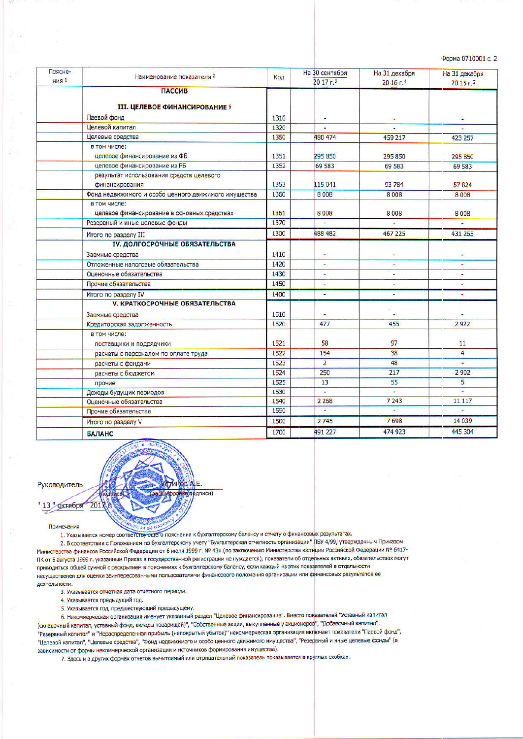Форма 0710001 с. 2

| Поясне-ния [1] | Наименование показателя [2] | Код | На 30 сентября 2017 г.[3] | На 31 декабря 2016 г.[4] | На 31 декабря 2015 г.[5] |
|---|---|---|---|---|---|
| | **ПАССИВ** | | | | |
| | **III. ЦЕЛЕВОЕ ФИНАНСИРОВАНИЕ** [6] | | | | |
| | Паевой фонд | 1310 | - | - | - |
| | Целевой капитал | 1320 | - | - | - |
| | Целевые средства | 1350 | 480 474 | 459 217 | 423 257 |
| | в том числе: | | | | |
| | целевое финансирование из ФБ | 1351 | 295 850 | 295 850 | 295 850 |
| | целевое финансирование из РБ | 1352 | 69 583 | 69 583 | 69 583 |
| | результат использования средств целевого финансирования | 1353 | 115 041 | 93 784 | 57 824 |
| | Фонд недвижимого и особо ценного движимого имущества | 1360 | 8 008 | 8 008 | 8 008 |
| | в том числе: | | | | |
| | целевое финансирование в основных средствах | 1361 | 8 008 | 8 008 | 8 008 |
| | Резервный и иные целевые фонды | 1370 | - | - | - |
| | Итого по разделу III | 1300 | 488 482 | 467 225 | 431 265 |
| | **IV. ДОЛГОСРОЧНЫЕ ОБЯЗАТЕЛЬСТВА** | | | | |
| | Заемные средства | 1410 | - | - | - |
| | Отложенные налоговые обязательства | 1420 | - | - | - |
| | Оценочные обязательства | 1430 | - | - | - |
| | Прочие обязательства | 1450 | - | - | - |
| | Итого по разделу IV | 1400 | - | - | - |
| | **V. КРАТКОСРОЧНЫЕ ОБЯЗАТЕЛЬСТВА** | | | | |
| | Заемные средства | 1510 | - | - | - |
| | Кредиторская задолженность | 1520 | 477 | 455 | 2 922 |
| | в том числе: | | | | |
| | поставщики и подрядчики | 1521 | 58 | 97 | 11 |
| | расчеты с персоналом по оплате труда | 1522 | 154 | 38 | 4 |
| | расчеты с фондами | 1523 | 2 | 48 | - |
| | расчеты с бюджетом | 1524 | 250 | 217 | 2 902 |
| | прочие | 1525 | 13 | 55 | 5 |
| | Доходы будущих периодов | 1530 | - | - | - |
| | Оценочные обязательства | 1540 | 2 268 | 7 243 | 11 117 |
| | Прочие обязательства | 1550 | - | - | - |
| | Итого по разделу V | 1500 | 2 745 | 7 698 | 14 039 |
| | **БАЛАНС** | 1700 | 491 227 | 474 923 | 445 304 |

Руководитель _______ (подпись) Устинов А.Е. (расшифровка подписи)

" 13 " октября 2017 г.

Примечания

1. Указывается номер соответствующего пояснения к бухгалтерскому балансу и отчету о финансовых результатах.

2. В соответствии с Положением по бухгалтерскому учету "Бухгалтерская отчетность организации" ПБУ 4/99, утвержденным Приказом Министерства финансов Российской Федерации от 6 июля 1999 г. № 43н (по заключению Министерства юстиции Российской Федерации № 6417-ПК от 6 августа 1999 г. указанным Приказ в государственной регистрации не нуждается), показатели об отдельных активах, обязательствах могут приводиться общей суммой с раскрытием в пояснениях к бухгалтерскому балансу, если каждый из этих показателей в отдельности несущественен для оценки заинтересованными пользователями финансового положения организации или финансовых результатов ее деятельности.

3. Указывается отчетная дата отчетного периода.

4. Указывается предыдущий год.

5. Указывается год, предшествующий предыдущему.

6. Некоммерческая организация именует указанный раздел "Целевое финансирование". Вместо показателей "Уставный капитал (складочный капитал, уставный фонд, вклады товарищей)", "Собственные акции, выкупленные у акционеров", "Добавочный капитал", "Резервный капитал" и "Нераспределенная прибыль (непокрытый убыток)" некоммерческая организация включает показатели "Паевой фонд", "Целевой капитал", "Целевые средства", "Фонд недвижимого и особо ценного движимого имущества", "Резервный и иные целевые фонды" (в зависимости от формы некоммерческой организации и источников формирования имущества).

7. Здесь и в других формах отчетов вычитаемый или отрицательный показатель показывается в круглых скобках.